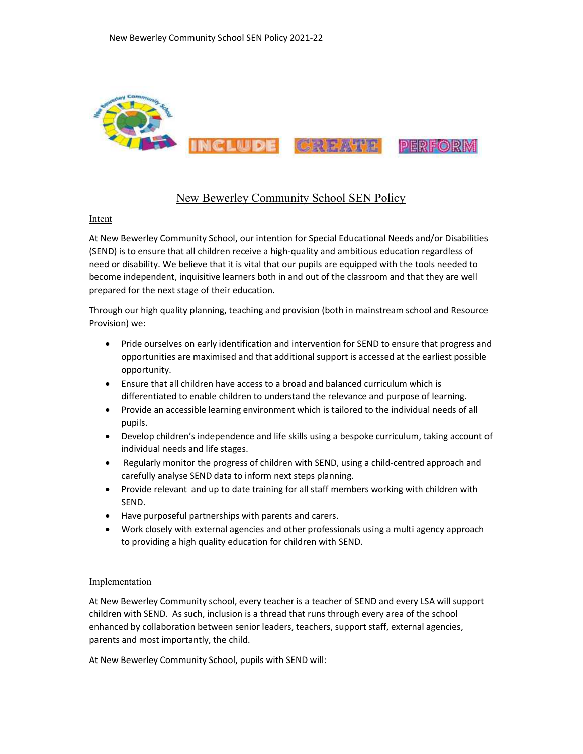# New Bewerley Community School SEN Policy

## Intent

At New Bewerley Community School, our intention for Special Educational Needs and/or Disabilities (SEND) is to ensure that all children receive a high-quality and ambitious education regardless of need or disability. We believe that it is vital that our pupils are equipped with the tools needed to become independent, inquisitive learners both in and out of the classroom and that they are well prepared for the next stage of their education.

Through our high quality planning, teaching and provision (both in mainstream school and Resource Provision) we:

- Pride ourselves on early identification and intervention for SEND to ensure that progress and opportunities are maximised and that additional support is accessed at the earliest possible opportunity.
- Ensure that all children have access to a broad and balanced curriculum which is differentiated to enable children to understand the relevance and purpose of learning.
- Provide an accessible learning environment which is tailored to the individual needs of all pupils.
- Develop children's independence and life skills using a bespoke curriculum, taking account of individual needs and life stages.
- Regularly monitor the progress of children with SEND, using a child-centred approach and carefully analyse SEND data to inform next steps planning.
- Provide relevant and up to date training for all staff members working with children with SEND.
- Have purposeful partnerships with parents and carers.
- Work closely with external agencies and other professionals using a multi agency approach to providing a high quality education for children with SEND.

## Implementation

At New Bewerley Community school, every teacher is a teacher of SEND and every LSA will support children with SEND. As such, inclusion is a thread that runs through every area of the school enhanced by collaboration between senior leaders, teachers, support staff, external agencies, parents and most importantly, the child.

At New Bewerley Community School, pupils with SEND will: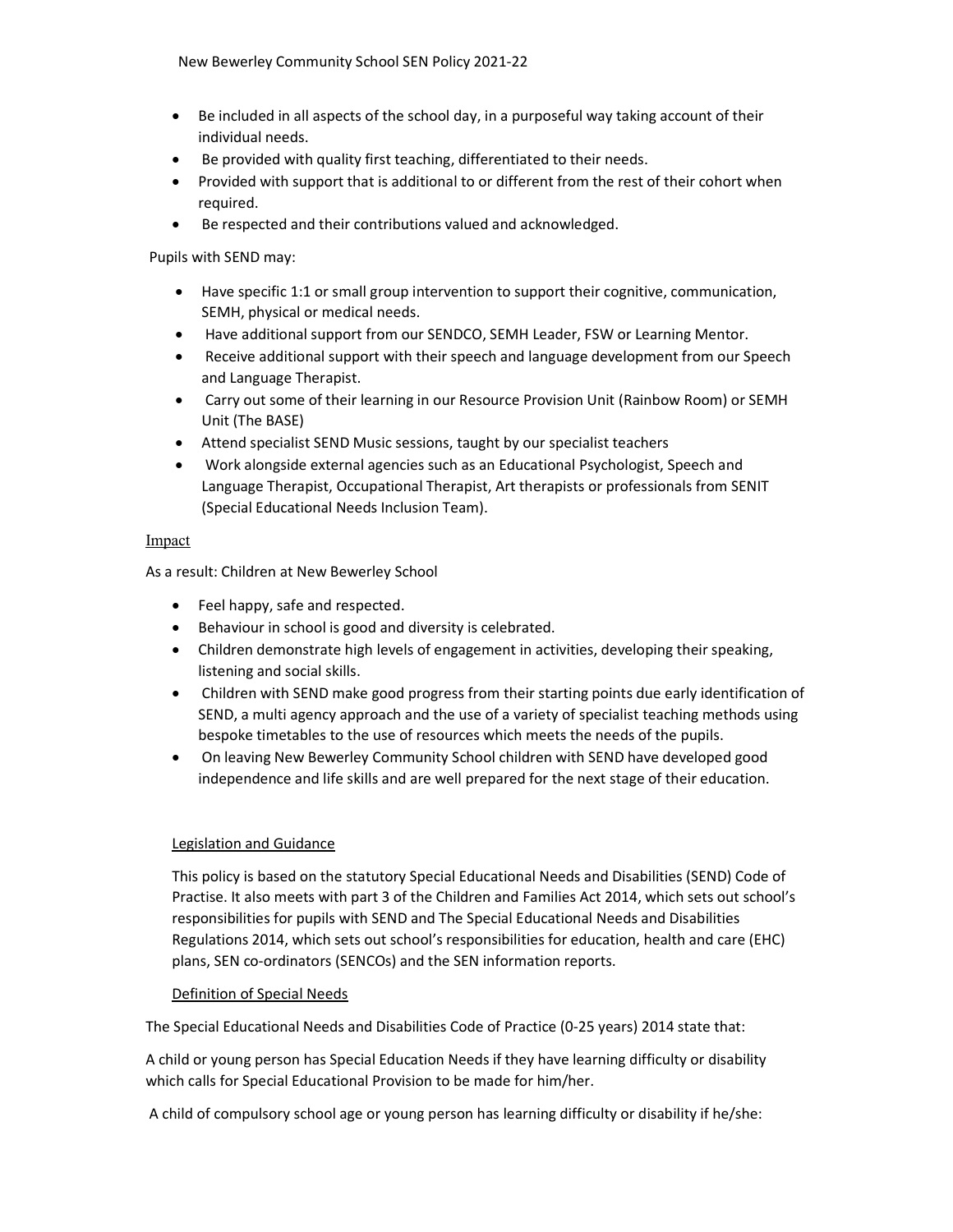- Be included in all aspects of the school day, in a purposeful way taking account of their individual needs.
- Be provided with quality first teaching, differentiated to their needs.
- Provided with support that is additional to or different from the rest of their cohort when required.
- Be respected and their contributions valued and acknowledged.

Pupils with SEND may:

- Have specific 1:1 or small group intervention to support their cognitive, communication, SEMH, physical or medical needs.
- Have additional support from our SENDCO, SEMH Leader, FSW or Learning Mentor.
- Receive additional support with their speech and language development from our Speech and Language Therapist.
- Carry out some of their learning in our Resource Provision Unit (Rainbow Room) or SEMH Unit (The BASE)
- Attend specialist SEND Music sessions, taught by our specialist teachers
- Work alongside external agencies such as an Educational Psychologist, Speech and Language Therapist, Occupational Therapist, Art therapists or professionals from SENIT (Special Educational Needs Inclusion Team).

## Impact

As a result: Children at New Bewerley School

- Feel happy, safe and respected.
- Behaviour in school is good and diversity is celebrated.
- Children demonstrate high levels of engagement in activities, developing their speaking, listening and social skills.
- Children with SEND make good progress from their starting points due early identification of SEND, a multi agency approach and the use of a variety of specialist teaching methods using bespoke timetables to the use of resources which meets the needs of the pupils.
- On leaving New Bewerley Community School children with SEND have developed good independence and life skills and are well prepared for the next stage of their education.

## Legislation and Guidance

This policy is based on the statutory Special Educational Needs and Disabilities (SEND) Code of Practise. It also meets with part 3 of the Children and Families Act 2014, which sets out school's responsibilities for pupils with SEND and The Special Educational Needs and Disabilities Regulations 2014, which sets out school's responsibilities for education, health and care (EHC) plans, SEN co-ordinators (SENCOs) and the SEN information reports.

## Definition of Special Needs

The Special Educational Needs and Disabilities Code of Practice (0-25 years) 2014 state that:

A child or young person has Special Education Needs if they have learning difficulty or disability which calls for Special Educational Provision to be made for him/her.

A child of compulsory school age or young person has learning difficulty or disability if he/she: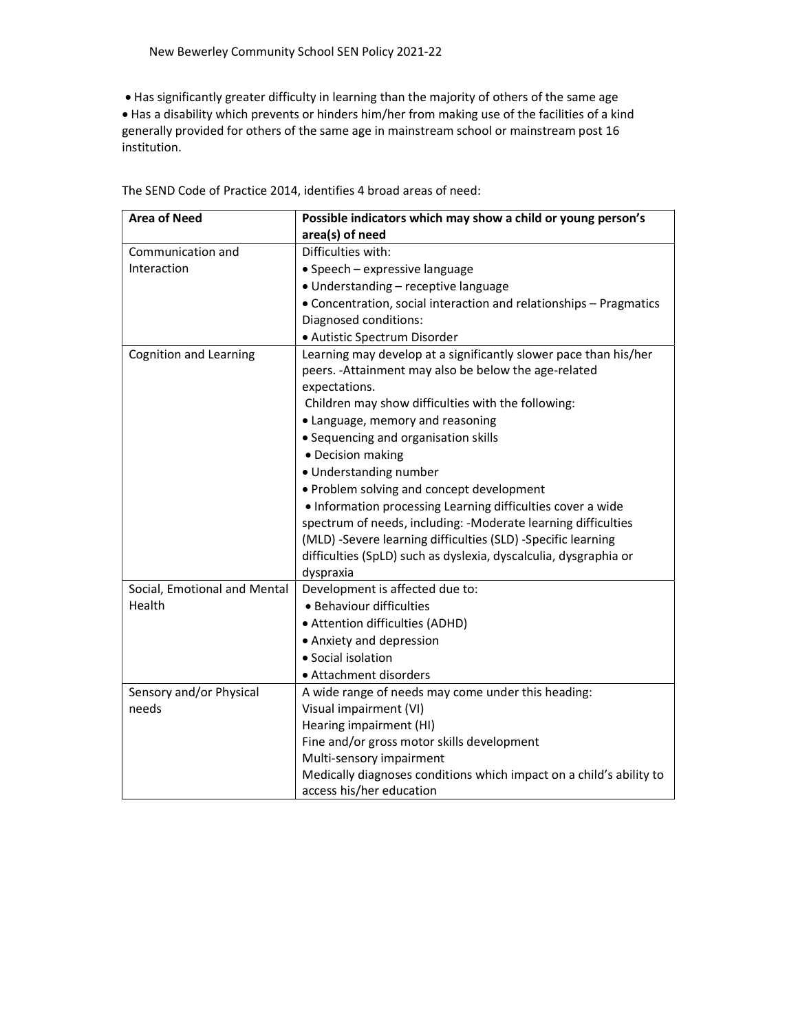- Has significantly greater difficulty in learning than the majority of others of the same age
- Has a disability which prevents or hinders him/her from making use of the facilities of a kind generally provided for others of the same age in mainstream school or mainstream post 16 institution.

The SEND Code of Practice 2014, identifies 4 broad areas of need:

| Area of Need | Possible indicators which may show a child or young person's area(s) of need |
|---|---|
| Communication and Interaction | Difficulties with:<br>• Speech – expressive language<br>• Understanding – receptive language<br>• Concentration, social interaction and relationships – Pragmatics<br>Diagnosed conditions:<br>• Autistic Spectrum Disorder |
| Cognition and Learning | Learning may develop at a significantly slower pace than his/her peers. -Attainment may also be below the age-related expectations.<br>Children may show difficulties with the following:<br>• Language, memory and reasoning<br>• Sequencing and organisation skills<br>• Decision making<br>• Understanding number<br>• Problem solving and concept development<br>• Information processing Learning difficulties cover a wide spectrum of needs, including: -Moderate learning difficulties (MLD) -Severe learning difficulties (SLD) -Specific learning difficulties (SpLD) such as dyslexia, dyscalculia, dysgraphia or dyspraxia |
| Social, Emotional and Mental Health | Development is affected due to:<br>• Behaviour difficulties<br>• Attention difficulties (ADHD)<br>• Anxiety and depression<br>• Social isolation<br>• Attachment disorders |
| Sensory and/or Physical needs | A wide range of needs may come under this heading:<br>Visual impairment (VI)<br>Hearing impairment (HI)<br>Fine and/or gross motor skills development<br>Multi-sensory impairment<br>Medically diagnoses conditions which impact on a child's ability to access his/her education |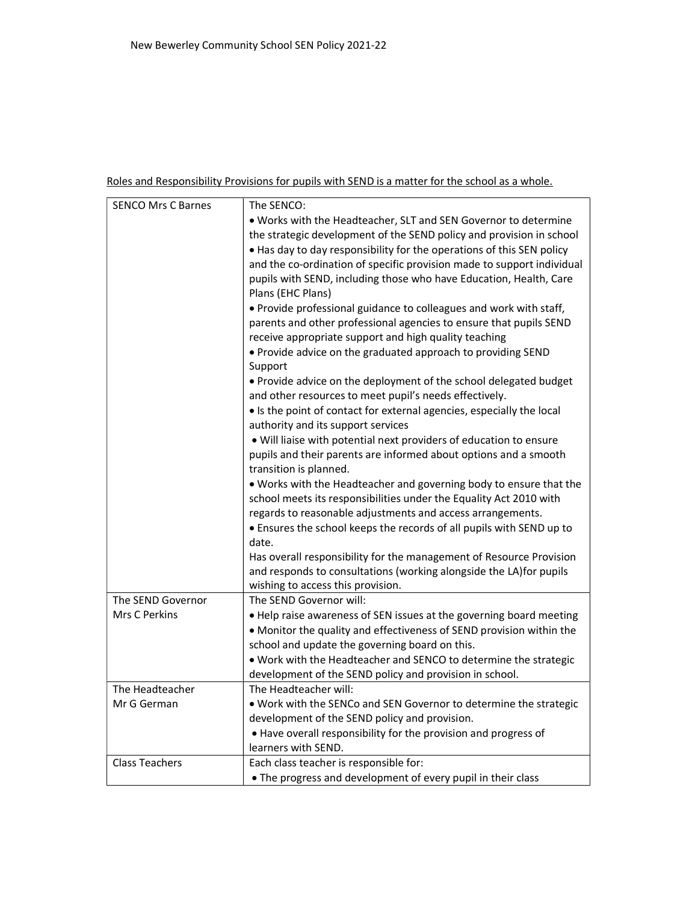Roles and Responsibility Provisions for pupils with SEND is a matter for the school as a whole.

| SENCO Mrs C Barnes | The SENCO:<br>• Works with the Headteacher, SLT and SEN Governor to determine the strategic development of the SEND policy and provision in school<br>• Has day to day responsibility for the operations of this SEN policy and the co-ordination of specific provision made to support individual pupils with SEND, including those who have Education, Health, Care Plans (EHC Plans)<br>• Provide professional guidance to colleagues and work with staff, parents and other professional agencies to ensure that pupils SEND receive appropriate support and high quality teaching<br>• Provide advice on the graduated approach to providing SEND Support<br>• Provide advice on the deployment of the school delegated budget and other resources to meet pupil's needs effectively.<br>• Is the point of contact for external agencies, especially the local authority and its support services<br>• Will liaise with potential next providers of education to ensure pupils and their parents are informed about options and a smooth transition is planned.<br>• Works with the Headteacher and governing body to ensure that the school meets its responsibilities under the Equality Act 2010 with regards to reasonable adjustments and access arrangements.<br>• Ensures the school keeps the records of all pupils with SEND up to date.<br>Has overall responsibility for the management of Resource Provision and responds to consultations (working alongside the LA)for pupils wishing to access this provision. |
|---|---|
| The SEND Governor<br>Mrs C Perkins | The SEND Governor will:<br>• Help raise awareness of SEN issues at the governing board meeting<br>• Monitor the quality and effectiveness of SEND provision within the school and update the governing board on this.<br>• Work with the Headteacher and SENCO to determine the strategic development of the SEND policy and provision in school. |
| The Headteacher<br>Mr G German | The Headteacher will:<br>• Work with the SENCo and SEN Governor to determine the strategic development of the SEND policy and provision.<br>• Have overall responsibility for the provision and progress of learners with SEND. |
| Class Teachers | Each class teacher is responsible for:<br>• The progress and development of every pupil in their class |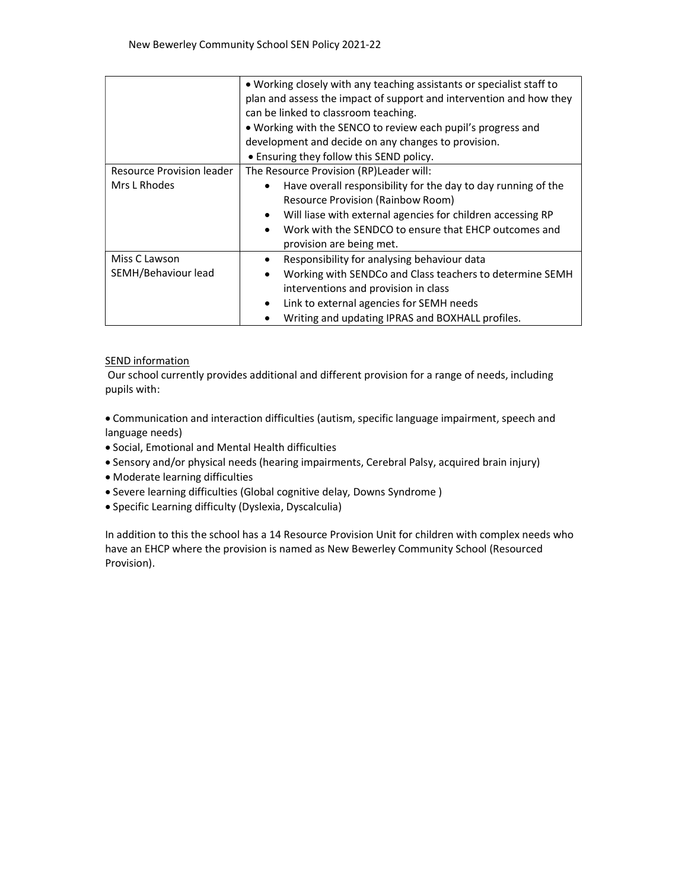| | |
|---|---|
| | • Working closely with any teaching assistants or specialist staff to plan and assess the impact of support and intervention and how they can be linked to classroom teaching.<br>• Working with the SENCO to review each pupil's progress and development and decide on any changes to provision.<br>• Ensuring they follow this SEND policy. |
| Resource Provision leader<br>Mrs L Rhodes | The Resource Provision (RP)Leader will:<br>• Have overall responsibility for the day to day running of the Resource Provision (Rainbow Room)<br>• Will liase with external agencies for children accessing RP<br>• Work with the SENDCO to ensure that EHCP outcomes and provision are being met. |
| Miss C Lawson<br>SEMH/Behaviour lead | • Responsibility for analysing behaviour data<br>• Working with SENDCo and Class teachers to determine SEMH interventions and provision in class<br>• Link to external agencies for SEMH needs<br>• Writing and updating IPRAS and BOXHALL profiles. |

<u>SEND information</u>

Our school currently provides additional and different provision for a range of needs, including pupils with:

- Communication and interaction difficulties (autism, specific language impairment, speech and language needs)
- Social, Emotional and Mental Health difficulties
- Sensory and/or physical needs (hearing impairments, Cerebral Palsy, acquired brain injury)
- Moderate learning difficulties
- Severe learning difficulties (Global cognitive delay, Downs Syndrome )
- Specific Learning difficulty (Dyslexia, Dyscalculia)

In addition to this the school has a 14 Resource Provision Unit for children with complex needs who have an EHCP where the provision is named as New Bewerley Community School (Resourced Provision).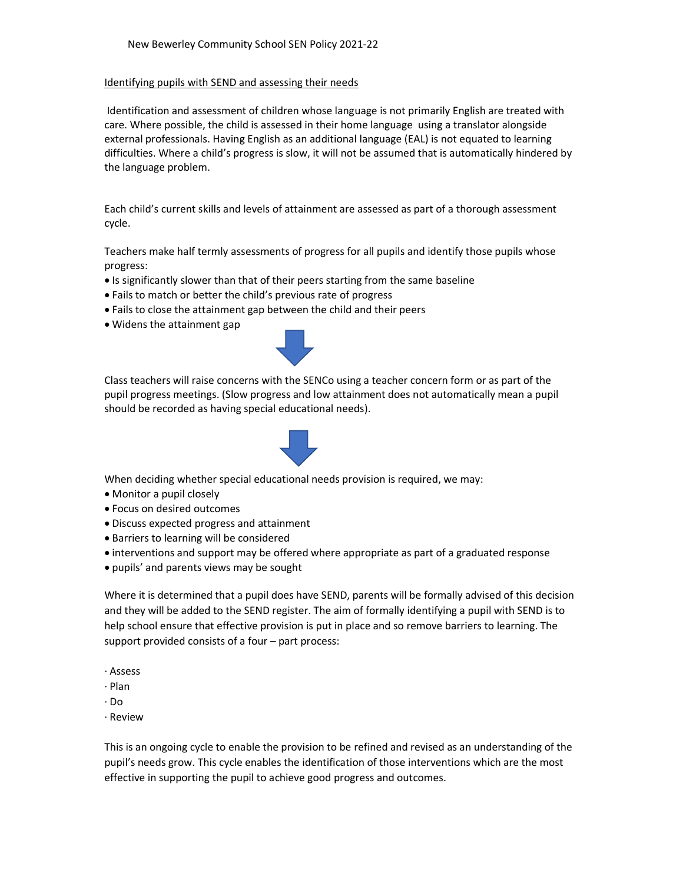## Identifying pupils with SEND and assessing their needs

Identification and assessment of children whose language is not primarily English are treated with care. Where possible, the child is assessed in their home language using a translator alongside external professionals. Having English as an additional language (EAL) is not equated to learning difficulties. Where a child's progress is slow, it will not be assumed that is automatically hindered by the language problem.

Each child's current skills and levels of attainment are assessed as part of a thorough assessment cycle.

Teachers make half termly assessments of progress for all pupils and identify those pupils whose progress:

- Is significantly slower than that of their peers starting from the same baseline
- Fails to match or better the child's previous rate of progress
- Fails to close the attainment gap between the child and their peers
- Widens the attainment gap

Class teachers will raise concerns with the SENCo using a teacher concern form or as part of the pupil progress meetings. (Slow progress and low attainment does not automatically mean a pupil should be recorded as having special educational needs).

When deciding whether special educational needs provision is required, we may:

- Monitor a pupil closely
- Focus on desired outcomes
- Discuss expected progress and attainment
- Barriers to learning will be considered
- interventions and support may be offered where appropriate as part of a graduated response
- pupils' and parents views may be sought

Where it is determined that a pupil does have SEND, parents will be formally advised of this decision and they will be added to the SEND register. The aim of formally identifying a pupil with SEND is to help school ensure that effective provision is put in place and so remove barriers to learning. The support provided consists of a four – part process:

- Assess
- Plan
- Do
- Review

This is an ongoing cycle to enable the provision to be refined and revised as an understanding of the pupil's needs grow. This cycle enables the identification of those interventions which are the most effective in supporting the pupil to achieve good progress and outcomes.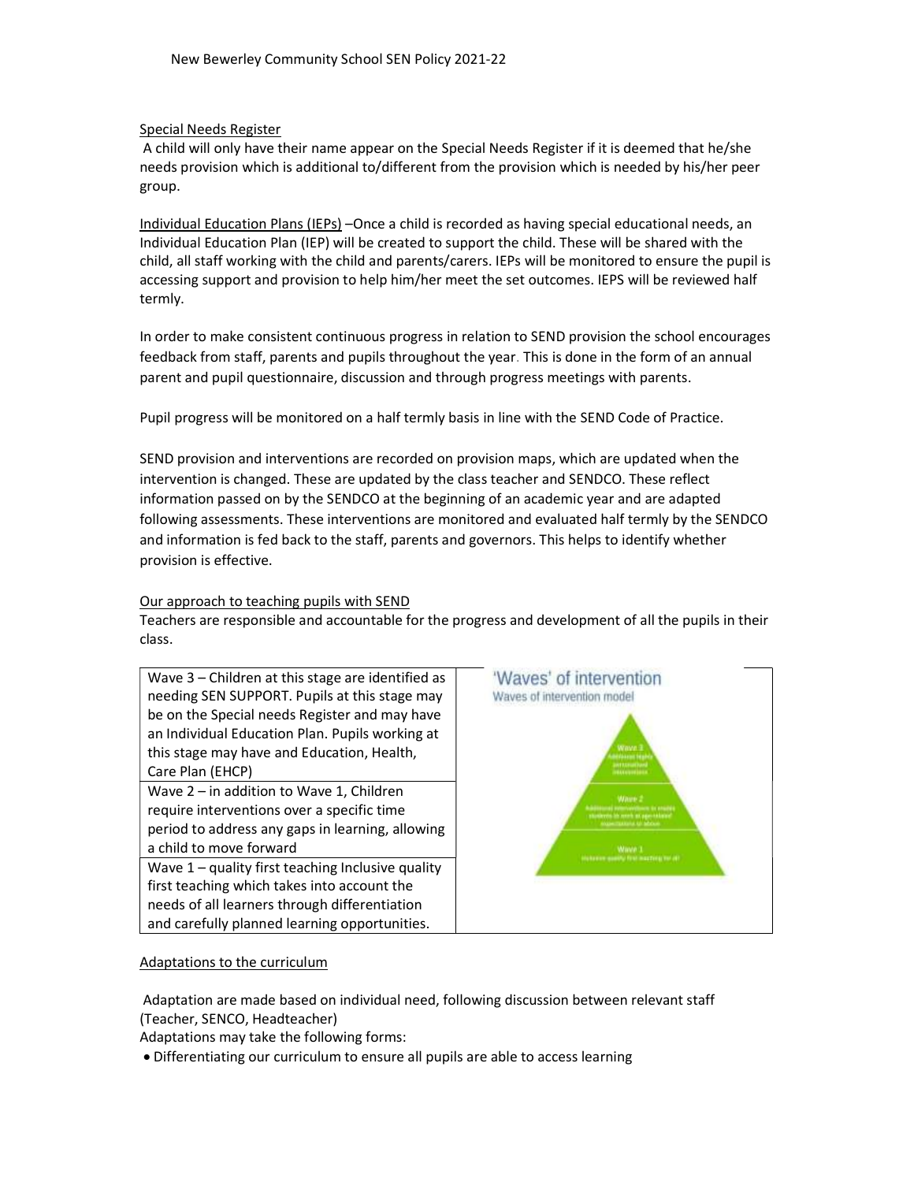### Special Needs Register

A child will only have their name appear on the Special Needs Register if it is deemed that he/she needs provision which is additional to/different from the provision which is needed by his/her peer group.

Individual Education Plans (IEPs) –Once a child is recorded as having special educational needs, an Individual Education Plan (IEP) will be created to support the child. These will be shared with the child, all staff working with the child and parents/carers. IEPs will be monitored to ensure the pupil is accessing support and provision to help him/her meet the set outcomes. IEPS will be reviewed half termly.

In order to make consistent continuous progress in relation to SEND provision the school encourages feedback from staff, parents and pupils throughout the year. This is done in the form of an annual parent and pupil questionnaire, discussion and through progress meetings with parents.

Pupil progress will be monitored on a half termly basis in line with the SEND Code of Practice.

SEND provision and interventions are recorded on provision maps, which are updated when the intervention is changed. These are updated by the class teacher and SENDCO. These reflect information passed on by the SENDCO at the beginning of an academic year and are adapted following assessments. These interventions are monitored and evaluated half termly by the SENDCO and information is fed back to the staff, parents and governors. This helps to identify whether provision is effective.

### Our approach to teaching pupils with SEND

Teachers are responsible and accountable for the progress and development of all the pupils in their class.

| | 'Waves' of intervention<br>Waves of intervention model |
| --- | --- |
| Wave 3 – Children at this stage are identified as needing SEN SUPPORT. Pupils at this stage may be on the Special needs Register and may have an Individual Education Plan. Pupils working at this stage may have and Education, Health, Care Plan (EHCP) | Wave 3<br>Additional highly personalised interventions |
| Wave 2 – in addition to Wave 1, Children require interventions over a specific time period to address any gaps in learning, allowing a child to move forward | Wave 2<br>Additional interventions to enable students to work at age-related expectations or above |
| Wave 1 – quality first teaching Inclusive quality first teaching which takes into account the needs of all learners through differentiation and carefully planned learning opportunities. | Wave 1<br>Inclusive quality first teaching for all |

### Adaptations to the curriculum

Adaptation are made based on individual need, following discussion between relevant staff (Teacher, SENCO, Headteacher)

Adaptations may take the following forms:

- Differentiating our curriculum to ensure all pupils are able to access learning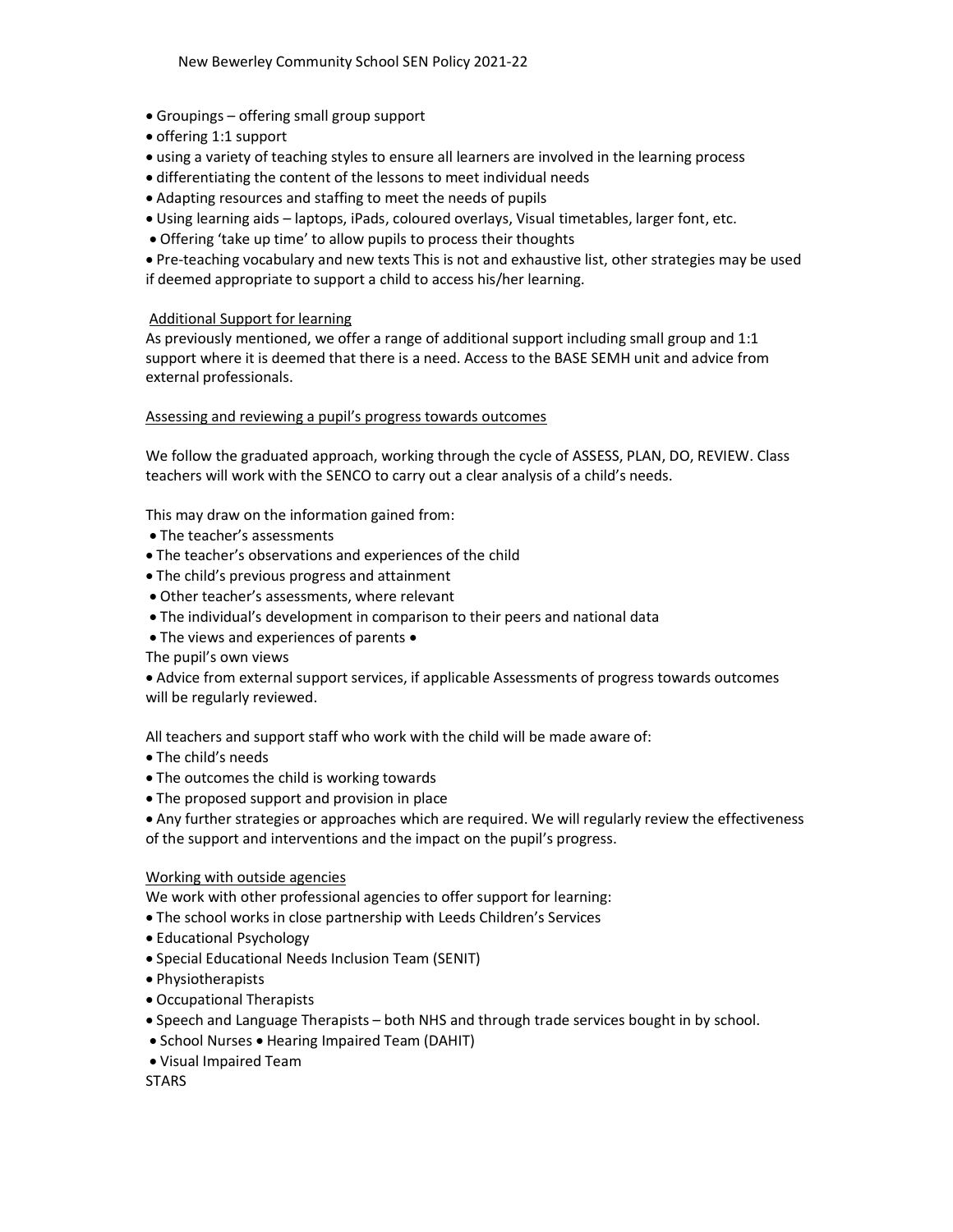- Groupings – offering small group support
- offering 1:1 support
- using a variety of teaching styles to ensure all learners are involved in the learning process
- differentiating the content of the lessons to meet individual needs
- Adapting resources and staffing to meet the needs of pupils
- Using learning aids – laptops, iPads, coloured overlays, Visual timetables, larger font, etc.
- Offering 'take up time' to allow pupils to process their thoughts
- Pre-teaching vocabulary and new texts This is not and exhaustive list, other strategies may be used if deemed appropriate to support a child to access his/her learning.

Additional Support for learning

As previously mentioned, we offer a range of additional support including small group and 1:1 support where it is deemed that there is a need. Access to the BASE SEMH unit and advice from external professionals.

Assessing and reviewing a pupil's progress towards outcomes

We follow the graduated approach, working through the cycle of ASSESS, PLAN, DO, REVIEW. Class teachers will work with the SENCO to carry out a clear analysis of a child's needs.

This may draw on the information gained from:

- The teacher's assessments
- The teacher's observations and experiences of the child
- The child's previous progress and attainment
- Other teacher's assessments, where relevant
- The individual's development in comparison to their peers and national data
- The views and experiences of parents •

The pupil's own views

- Advice from external support services, if applicable Assessments of progress towards outcomes will be regularly reviewed.

All teachers and support staff who work with the child will be made aware of:

- The child's needs
- The outcomes the child is working towards
- The proposed support and provision in place
- Any further strategies or approaches which are required. We will regularly review the effectiveness of the support and interventions and the impact on the pupil's progress.

Working with outside agencies

We work with other professional agencies to offer support for learning:

- The school works in close partnership with Leeds Children's Services
- Educational Psychology
- Special Educational Needs Inclusion Team (SENIT)
- Physiotherapists
- Occupational Therapists
- Speech and Language Therapists – both NHS and through trade services bought in by school.
- School Nurses • Hearing Impaired Team (DAHIT)
- Visual Impaired Team

STARS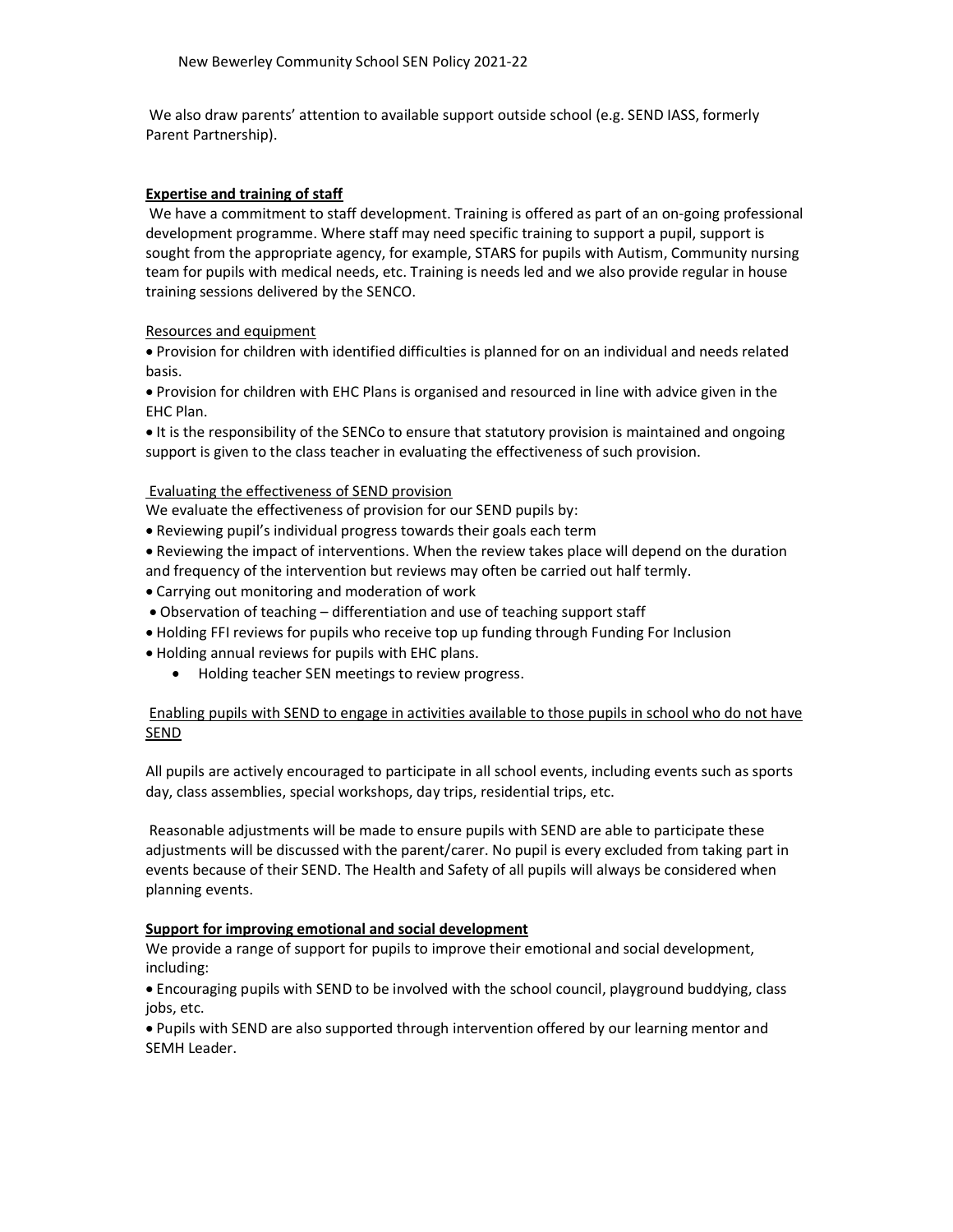We also draw parents' attention to available support outside school (e.g. SEND IASS, formerly Parent Partnership).

**Expertise and training of staff**

We have a commitment to staff development. Training is offered as part of an on-going professional development programme. Where staff may need specific training to support a pupil, support is sought from the appropriate agency, for example, STARS for pupils with Autism, Community nursing team for pupils with medical needs, etc. Training is needs led and we also provide regular in house training sessions delivered by the SENCO.

Resources and equipment

- Provision for children with identified difficulties is planned for on an individual and needs related basis.
- Provision for children with EHC Plans is organised and resourced in line with advice given in the EHC Plan.
- It is the responsibility of the SENCo to ensure that statutory provision is maintained and ongoing support is given to the class teacher in evaluating the effectiveness of such provision.

Evaluating the effectiveness of SEND provision

We evaluate the effectiveness of provision for our SEND pupils by:

- Reviewing pupil's individual progress towards their goals each term
- Reviewing the impact of interventions. When the review takes place will depend on the duration and frequency of the intervention but reviews may often be carried out half termly.
- Carrying out monitoring and moderation of work
- Observation of teaching – differentiation and use of teaching support staff
- Holding FFI reviews for pupils who receive top up funding through Funding For Inclusion
- Holding annual reviews for pupils with EHC plans.
    - Holding teacher SEN meetings to review progress.

Enabling pupils with SEND to engage in activities available to those pupils in school who do not have SEND

All pupils are actively encouraged to participate in all school events, including events such as sports day, class assemblies, special workshops, day trips, residential trips, etc.

Reasonable adjustments will be made to ensure pupils with SEND are able to participate these adjustments will be discussed with the parent/carer. No pupil is every excluded from taking part in events because of their SEND. The Health and Safety of all pupils will always be considered when planning events.

**Support for improving emotional and social development**

We provide a range of support for pupils to improve their emotional and social development, including:

- Encouraging pupils with SEND to be involved with the school council, playground buddying, class jobs, etc.
- Pupils with SEND are also supported through intervention offered by our learning mentor and SEMH Leader.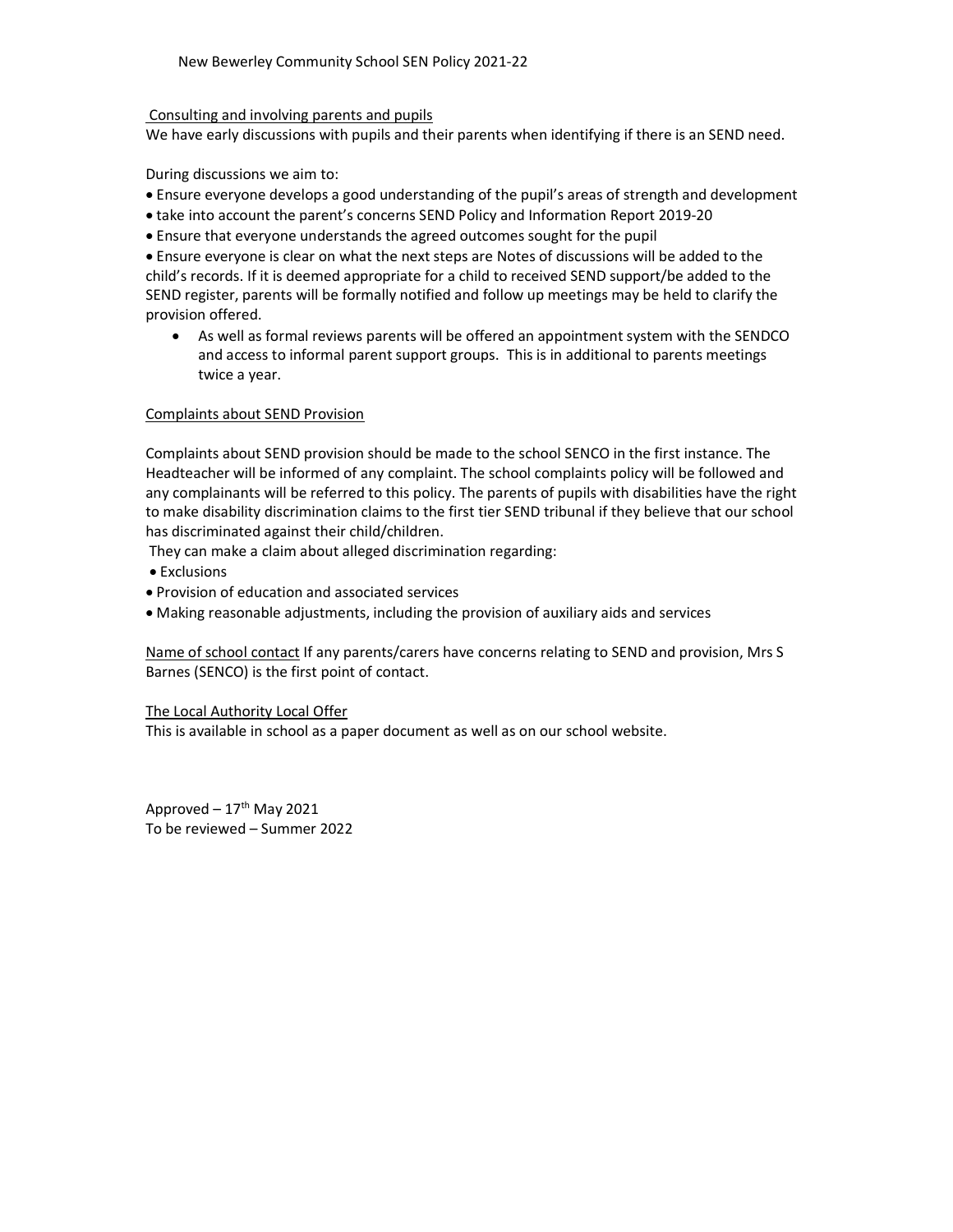Consulting and involving parents and pupils

We have early discussions with pupils and their parents when identifying if there is an SEND need.

During discussions we aim to:

- Ensure everyone develops a good understanding of the pupil's areas of strength and development
- take into account the parent's concerns SEND Policy and Information Report 2019-20
- Ensure that everyone understands the agreed outcomes sought for the pupil
- Ensure everyone is clear on what the next steps are Notes of discussions will be added to the child's records. If it is deemed appropriate for a child to received SEND support/be added to the SEND register, parents will be formally notified and follow up meetings may be held to clarify the provision offered.
  - As well as formal reviews parents will be offered an appointment system with the SENDCO and access to informal parent support groups. This is in additional to parents meetings twice a year.

Complaints about SEND Provision

Complaints about SEND provision should be made to the school SENCO in the first instance. The Headteacher will be informed of any complaint. The school complaints policy will be followed and any complainants will be referred to this policy. The parents of pupils with disabilities have the right to make disability discrimination claims to the first tier SEND tribunal if they believe that our school has discriminated against their child/children.

They can make a claim about alleged discrimination regarding:

- Exclusions
- Provision of education and associated services
- Making reasonable adjustments, including the provision of auxiliary aids and services

Name of school contact If any parents/carers have concerns relating to SEND and provision, Mrs S Barnes (SENCO) is the first point of contact.

The Local Authority Local Offer

This is available in school as a paper document as well as on our school website.

Approved – 17th May 2021

To be reviewed – Summer 2022